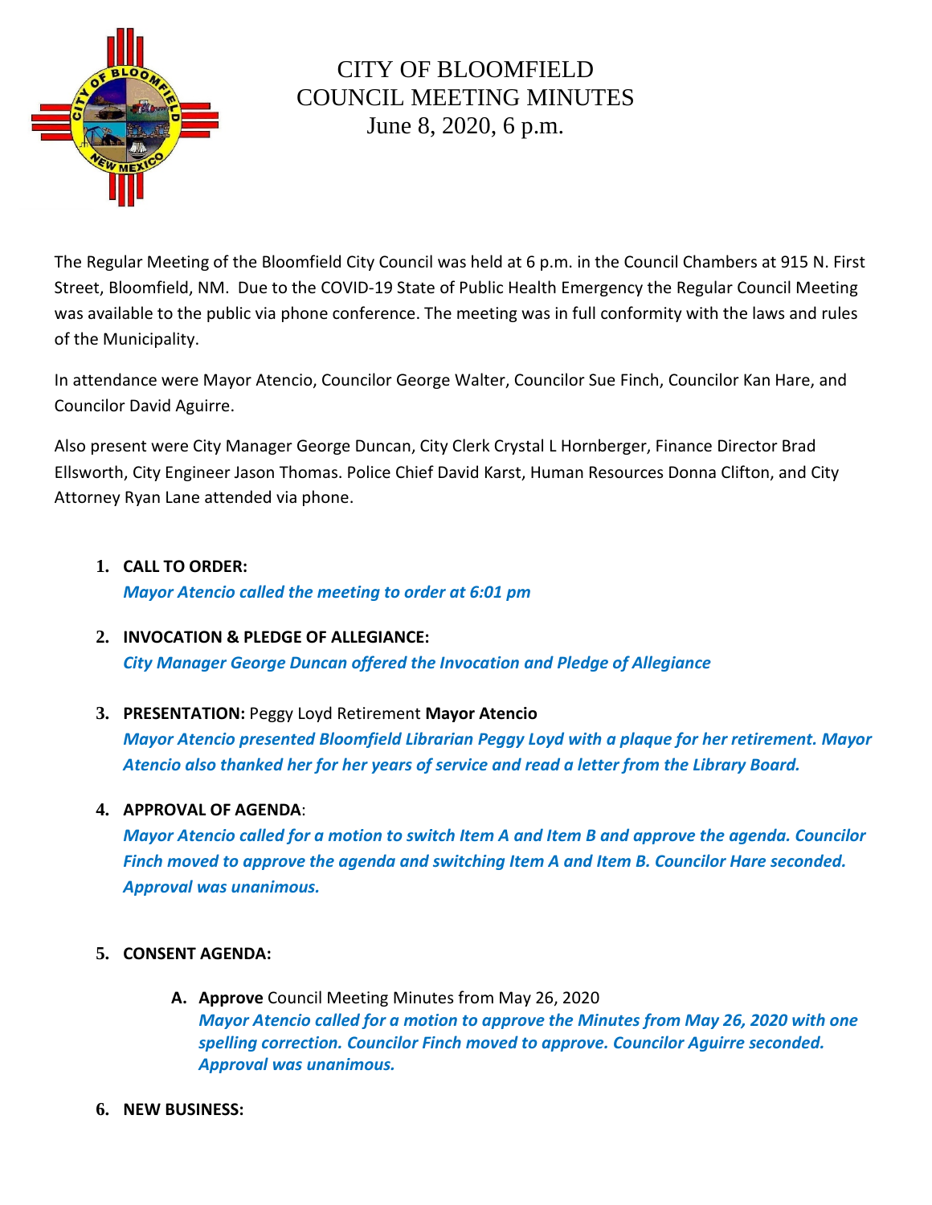# CITY OF BLOOMFIELD
# COUNCIL MEETING MINUTES
## June 8, 2020, 6 p.m.

The Regular Meeting of the Bloomfield City Council was held at 6 p.m. in the Council Chambers at 915 N. First Street, Bloomfield, NM. Due to the COVID-19 State of Public Health Emergency the Regular Council Meeting was available to the public via phone conference. The meeting was in full conformity with the laws and rules of the Municipality.

In attendance were Mayor Atencio, Councilor George Walter, Councilor Sue Finch, Councilor Kan Hare, and Councilor David Aguirre.

Also present were City Manager George Duncan, City Clerk Crystal L Hornberger, Finance Director Brad Ellsworth, City Engineer Jason Thomas. Police Chief David Karst, Human Resources Donna Clifton, and City Attorney Ryan Lane attended via phone.

1. **CALL TO ORDER:**
   ***Mayor Atencio called the meeting to order at 6:01 pm***

2. **INVOCATION & PLEDGE OF ALLEGIANCE:**
   ***City Manager George Duncan offered the Invocation and Pledge of Allegiance***

3. **PRESENTATION:** Peggy Loyd Retirement **Mayor Atencio**
   ***Mayor Atencio presented Bloomfield Librarian Peggy Loyd with a plaque for her retirement. Mayor Atencio also thanked her for her years of service and read a letter from the Library Board.***

4. **APPROVAL OF AGENDA**:
   ***Mayor Atencio called for a motion to switch Item A and Item B and approve the agenda. Councilor Finch moved to approve the agenda and switching Item A and Item B. Councilor Hare seconded. Approval was unanimous.***

5. **CONSENT AGENDA:**

   A. **Approve** Council Meeting Minutes from May 26, 2020
      ***Mayor Atencio called for a motion to approve the Minutes from May 26, 2020 with one spelling correction. Councilor Finch moved to approve. Councilor Aguirre seconded. Approval was unanimous.***

6. **NEW BUSINESS:**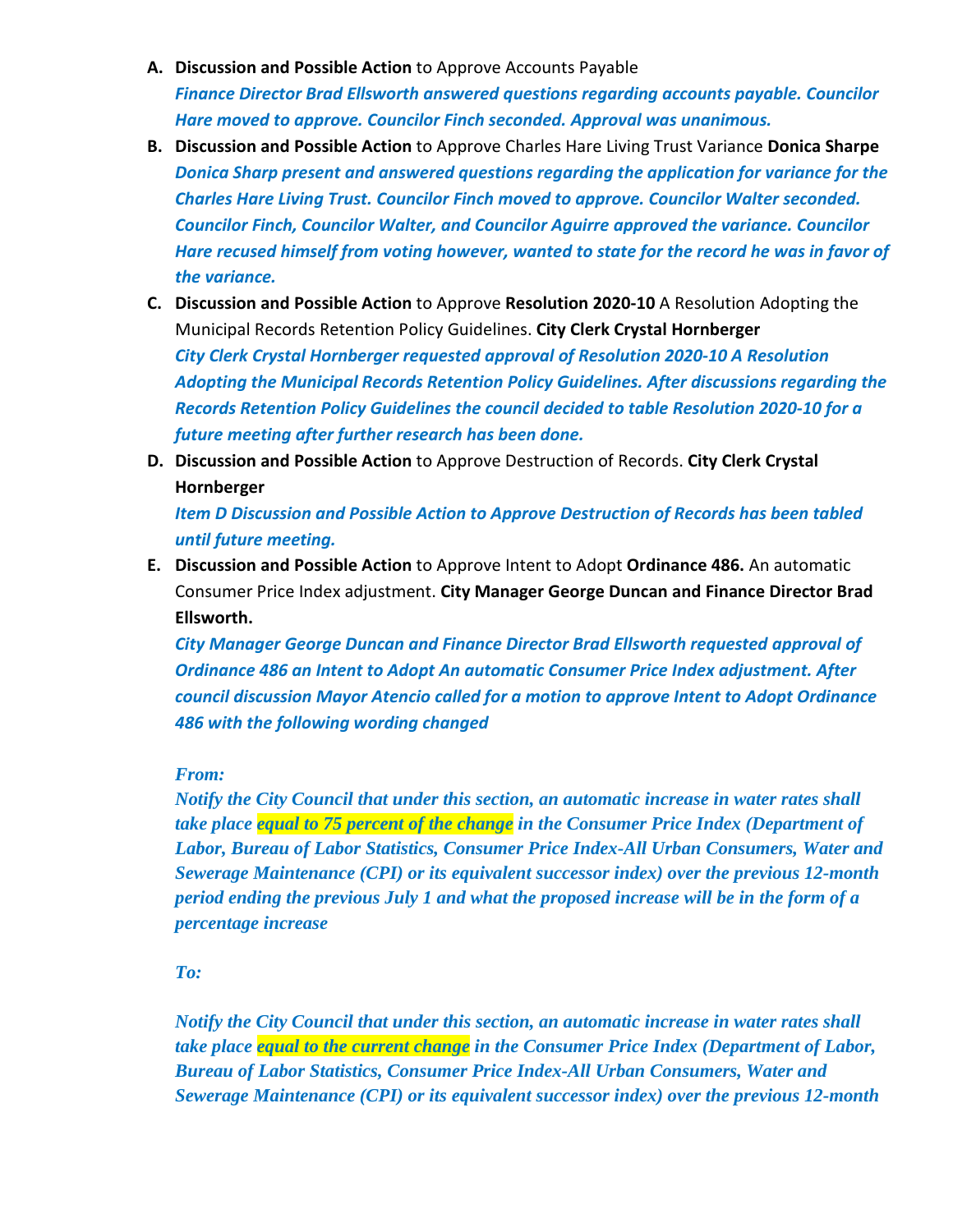A. **Discussion and Possible Action** to Approve Accounts Payable
   ***Finance Director Brad Ellsworth answered questions regarding accounts payable. Councilor Hare moved to approve. Councilor Finch seconded. Approval was unanimous.***

B. **Discussion and Possible Action** to Approve Charles Hare Living Trust Variance **Donica Sharpe**
   ***Donica Sharp present and answered questions regarding the application for variance for the Charles Hare Living Trust. Councilor Finch moved to approve. Councilor Walter seconded. Councilor Finch, Councilor Walter, and Councilor Aguirre approved the variance. Councilor Hare recused himself from voting however, wanted to state for the record he was in favor of the variance.***

C. **Discussion and Possible Action** to Approve **Resolution 2020-10** A Resolution Adopting the Municipal Records Retention Policy Guidelines. **City Clerk Crystal Hornberger**
   ***City Clerk Crystal Hornberger requested approval of Resolution 2020-10 A Resolution Adopting the Municipal Records Retention Policy Guidelines. After discussions regarding the Records Retention Policy Guidelines the council decided to table Resolution 2020-10 for a future meeting after further research has been done.***

D. **Discussion and Possible Action** to Approve Destruction of Records. **City Clerk Crystal Hornberger**
   ***Item D Discussion and Possible Action to Approve Destruction of Records has been tabled until future meeting.***

E. **Discussion and Possible Action** to Approve Intent to Adopt **Ordinance 486.** An automatic Consumer Price Index adjustment. **City Manager George Duncan and Finance Director Brad Ellsworth.**
   ***City Manager George Duncan and Finance Director Brad Ellsworth requested approval of Ordinance 486 an Intent to Adopt An automatic Consumer Price Index adjustment. After council discussion Mayor Atencio called for a motion to approve Intent to Adopt Ordinance 486 with the following wording changed***

   ***From:***
   ***Notify the City Council that under this section, an automatic increase in water rates shall take place equal to 75 percent of the change in the Consumer Price Index (Department of Labor, Bureau of Labor Statistics, Consumer Price Index-All Urban Consumers, Water and Sewerage Maintenance (CPI) or its equivalent successor index) over the previous 12-month period ending the previous July 1 and what the proposed increase will be in the form of a percentage increase***

   ***To:***

   ***Notify the City Council that under this section, an automatic increase in water rates shall take place equal to the current change in the Consumer Price Index (Department of Labor, Bureau of Labor Statistics, Consumer Price Index-All Urban Consumers, Water and Sewerage Maintenance (CPI) or its equivalent successor index) over the previous 12-month***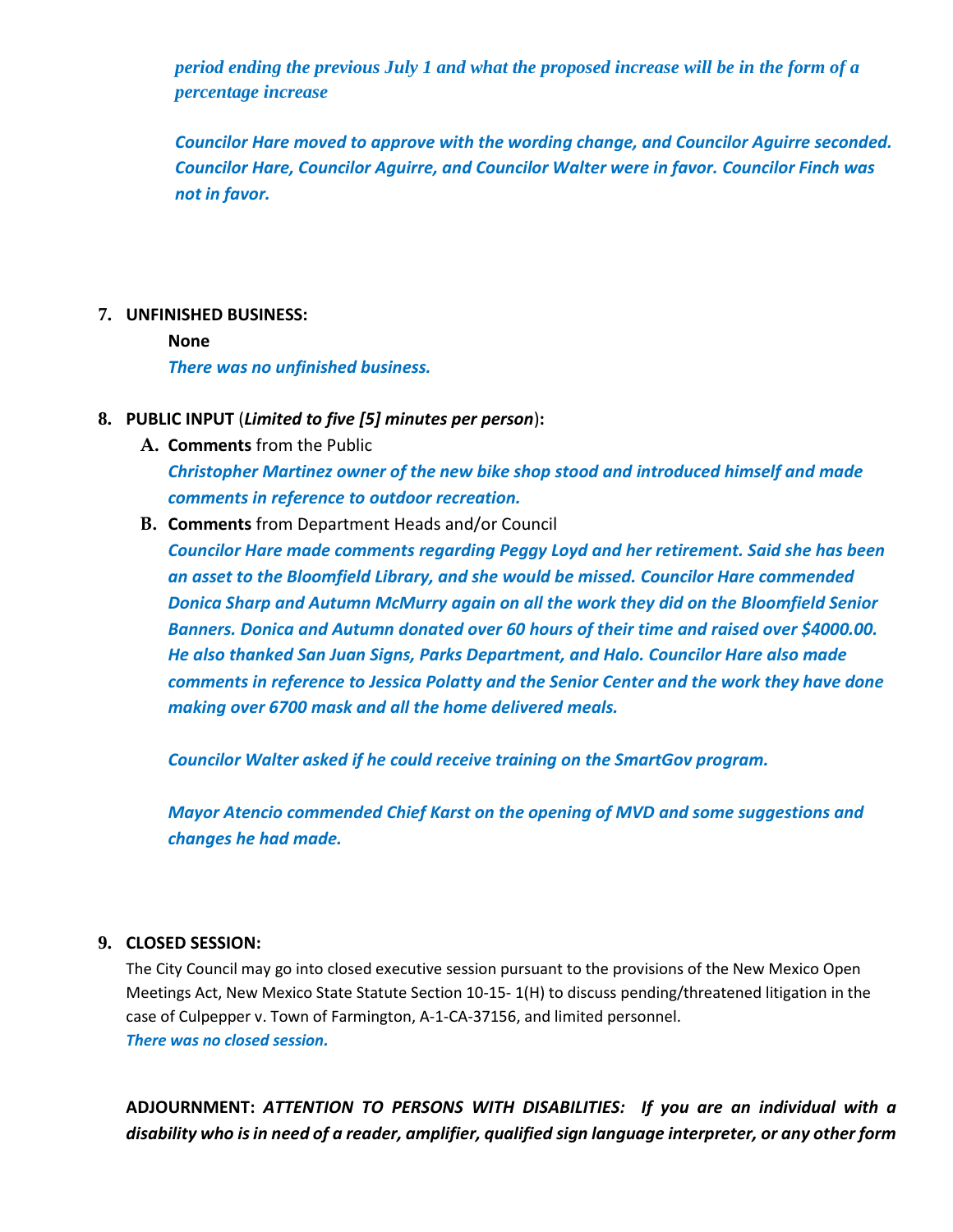*period ending the previous July 1 and what the proposed increase will be in the form of a percentage increase*

***Councilor Hare moved to approve with the wording change, and Councilor Aguirre seconded. Councilor Hare, Councilor Aguirre, and Councilor Walter were in favor. Councilor Finch was not in favor.***

**7. UNFINISHED BUSINESS:**

**None**

***There was no unfinished business.***

**8. PUBLIC INPUT** (***Limited to five [5] minutes per person***)**:**

**A. Comments** from the Public

***Christopher Martinez owner of the new bike shop stood and introduced himself and made comments in reference to outdoor recreation.***

**B. Comments** from Department Heads and/or Council

***Councilor Hare made comments regarding Peggy Loyd and her retirement. Said she has been an asset to the Bloomfield Library, and she would be missed. Councilor Hare commended Donica Sharp and Autumn McMurry again on all the work they did on the Bloomfield Senior Banners. Donica and Autumn donated over 60 hours of their time and raised over $4000.00. He also thanked San Juan Signs, Parks Department, and Halo. Councilor Hare also made comments in reference to Jessica Polatty and the Senior Center and the work they have done making over 6700 mask and all the home delivered meals.***

***Councilor Walter asked if he could receive training on the SmartGov program.***

***Mayor Atencio commended Chief Karst on the opening of MVD and some suggestions and changes he had made.***

**9. CLOSED SESSION:**

The City Council may go into closed executive session pursuant to the provisions of the New Mexico Open Meetings Act, New Mexico State Statute Section 10-15- 1(H) to discuss pending/threatened litigation in the case of Culpepper v. Town of Farmington, A-1-CA-37156, and limited personnel.

***There was no closed session.***

**ADJOURNMENT:** ***ATTENTION TO PERSONS WITH DISABILITIES: If you are an individual with a disability who is in need of a reader, amplifier, qualified sign language interpreter, or any other form***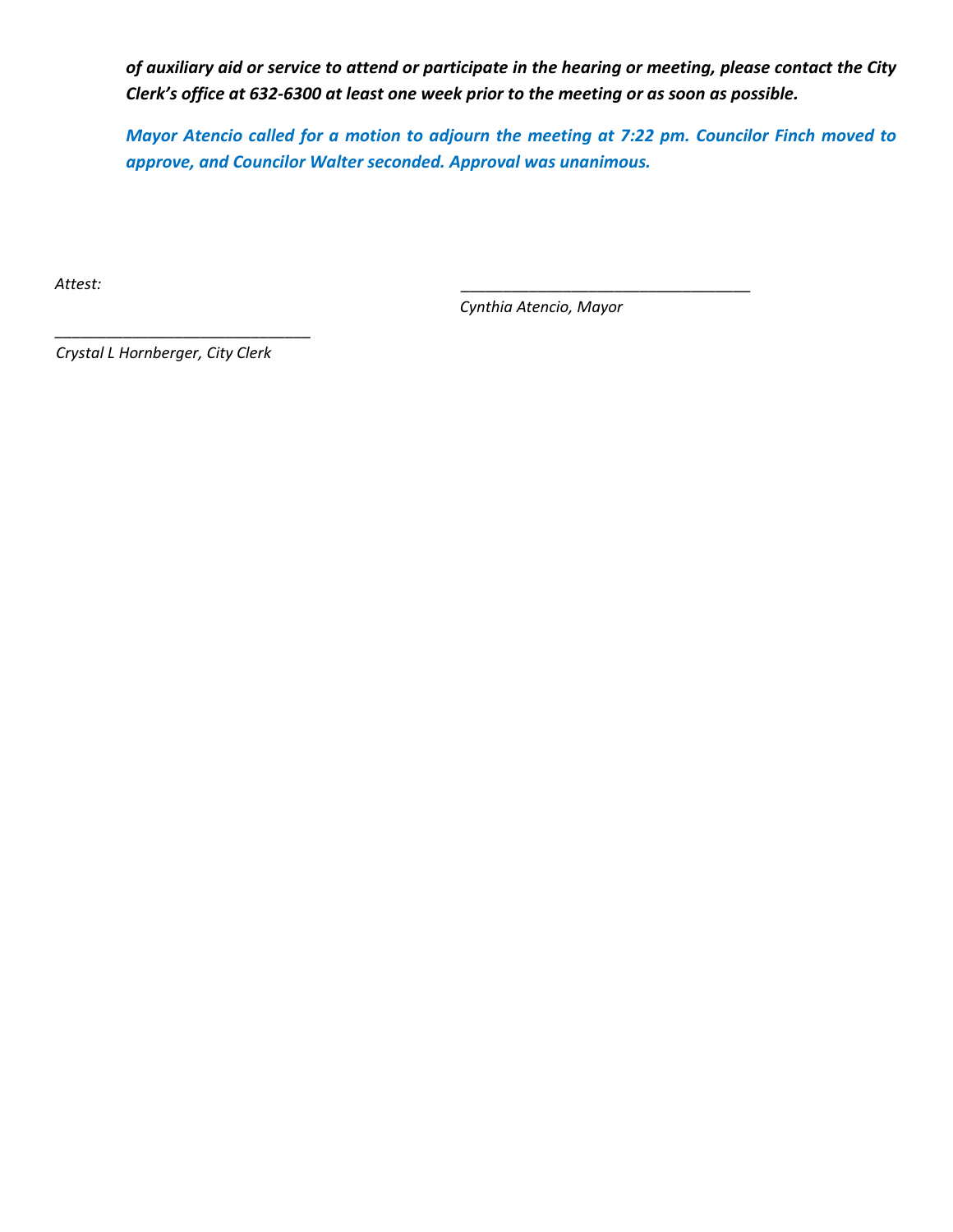***of auxiliary aid or service to attend or participate in the hearing or meeting, please contact the City Clerk's office at 632-6300 at least one week prior to the meeting or as soon as possible.***

***Mayor Atencio called for a motion to adjourn the meeting at 7:22 pm. Councilor Finch moved to approve, and Councilor Walter seconded. Approval was unanimous.***

*Attest:*

___________________________________
*Cynthia Atencio, Mayor*

______________________________
*Crystal L Hornberger, City Clerk*